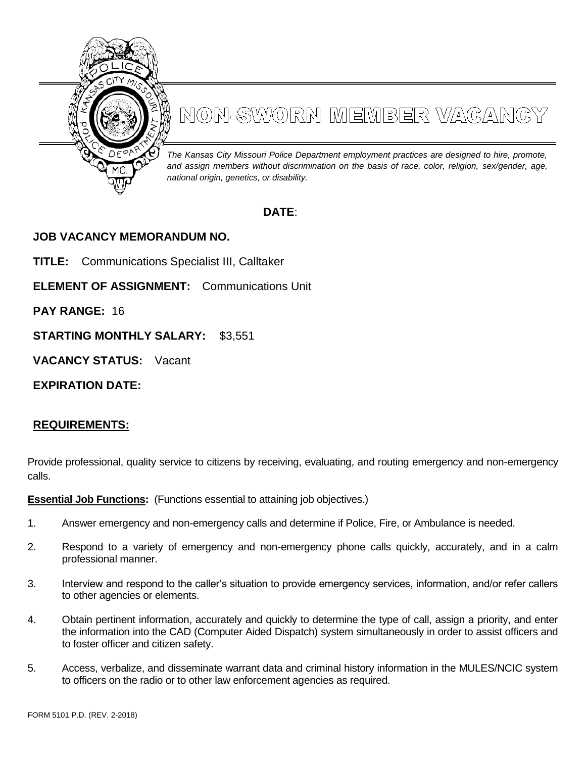# NON-SWORN MEMBER VACANCY

*The Kansas City Missouri Police Department employment practices are designed to hire, promote, and assign members without discrimination on the basis of race, color, religion, sex/gender, age, national origin, genetics, or disability.*

**DATE**:

**JOB VACANCY MEMORANDUM NO.**

**TITLE:** Communications Specialist III, Calltaker

**ELEMENT OF ASSIGNMENT:** Communications Unit

**PAY RANGE:** 16

**STARTING MONTHLY SALARY:** $3,551

**VACANCY STATUS:** Vacant

**EXPIRATION DATE:**

## REQUIREMENTS:

Provide professional, quality service to citizens by receiving, evaluating, and routing emergency and non-emergency calls.

**Essential Job Functions:** (Functions essential to attaining job objectives.)

1. Answer emergency and non-emergency calls and determine if Police, Fire, or Ambulance is needed.
2. Respond to a variety of emergency and non-emergency phone calls quickly, accurately, and in a calm professional manner.
3. Interview and respond to the caller's situation to provide emergency services, information, and/or refer callers to other agencies or elements.
4. Obtain pertinent information, accurately and quickly to determine the type of call, assign a priority, and enter the information into the CAD (Computer Aided Dispatch) system simultaneously in order to assist officers and to foster officer and citizen safety.
5. Access, verbalize, and disseminate warrant data and criminal history information in the MULES/NCIC system to officers on the radio or to other law enforcement agencies as required.

FORM 5101 P.D. (REV. 2-2018)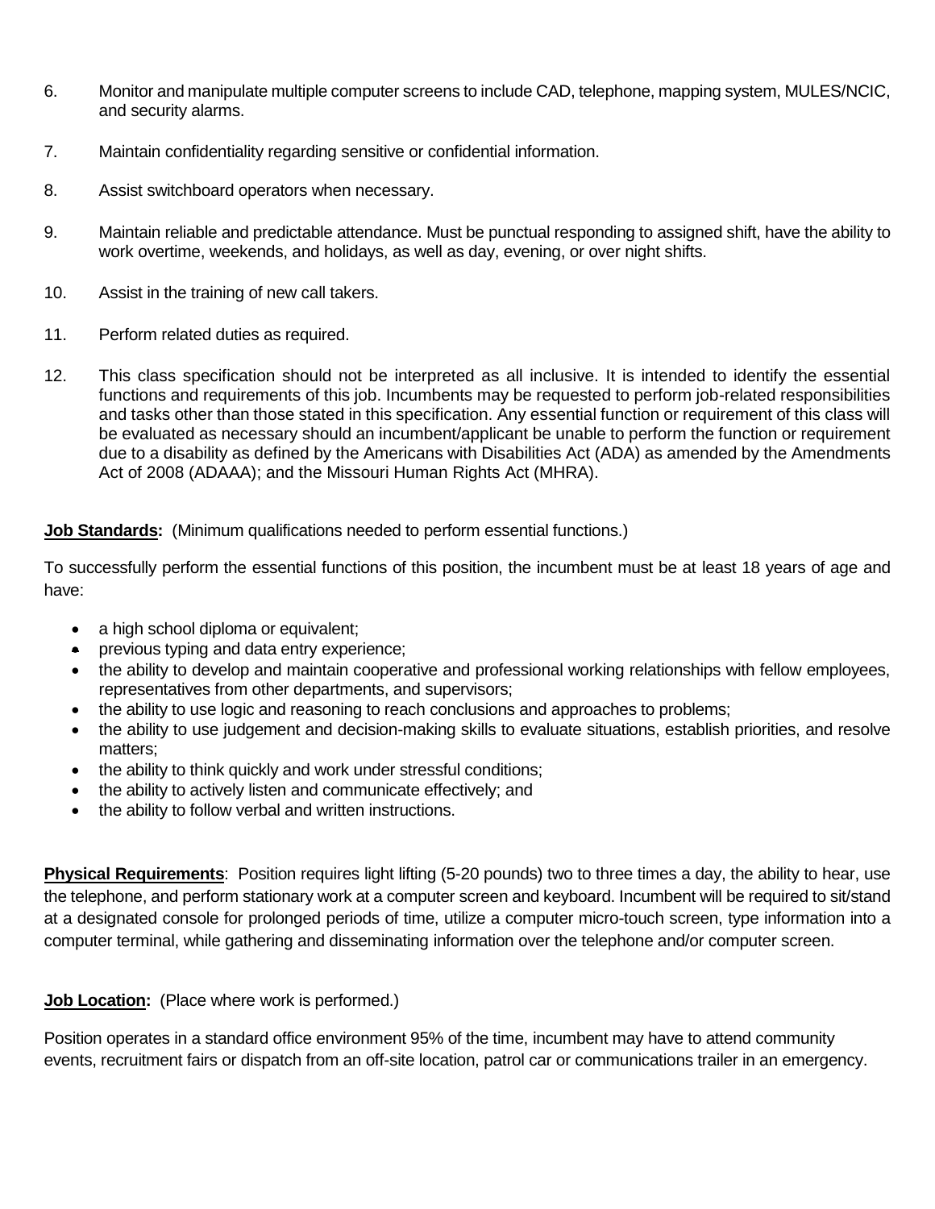6. Monitor and manipulate multiple computer screens to include CAD, telephone, mapping system, MULES/NCIC, and security alarms.

7. Maintain confidentiality regarding sensitive or confidential information.

8. Assist switchboard operators when necessary.

9. Maintain reliable and predictable attendance. Must be punctual responding to assigned shift, have the ability to work overtime, weekends, and holidays, as well as day, evening, or over night shifts.

10. Assist in the training of new call takers.

11. Perform related duties as required.

12. This class specification should not be interpreted as all inclusive. It is intended to identify the essential functions and requirements of this job. Incumbents may be requested to perform job-related responsibilities and tasks other than those stated in this specification. Any essential function or requirement of this class will be evaluated as necessary should an incumbent/applicant be unable to perform the function or requirement due to a disability as defined by the Americans with Disabilities Act (ADA) as amended by the Amendments Act of 2008 (ADAAA); and the Missouri Human Rights Act (MHRA).

**Job Standards:** (Minimum qualifications needed to perform essential functions.)

To successfully perform the essential functions of this position, the incumbent must be at least 18 years of age and have:

- a high school diploma or equivalent;
- previous typing and data entry experience;
- the ability to develop and maintain cooperative and professional working relationships with fellow employees, representatives from other departments, and supervisors;
- the ability to use logic and reasoning to reach conclusions and approaches to problems;
- the ability to use judgement and decision-making skills to evaluate situations, establish priorities, and resolve matters;
- the ability to think quickly and work under stressful conditions;
- the ability to actively listen and communicate effectively; and
- the ability to follow verbal and written instructions.

**Physical Requirements**: Position requires light lifting (5-20 pounds) two to three times a day, the ability to hear, use the telephone, and perform stationary work at a computer screen and keyboard. Incumbent will be required to sit/stand at a designated console for prolonged periods of time, utilize a computer micro-touch screen, type information into a computer terminal, while gathering and disseminating information over the telephone and/or computer screen.

**Job Location:** (Place where work is performed.)

Position operates in a standard office environment 95% of the time, incumbent may have to attend community events, recruitment fairs or dispatch from an off-site location, patrol car or communications trailer in an emergency.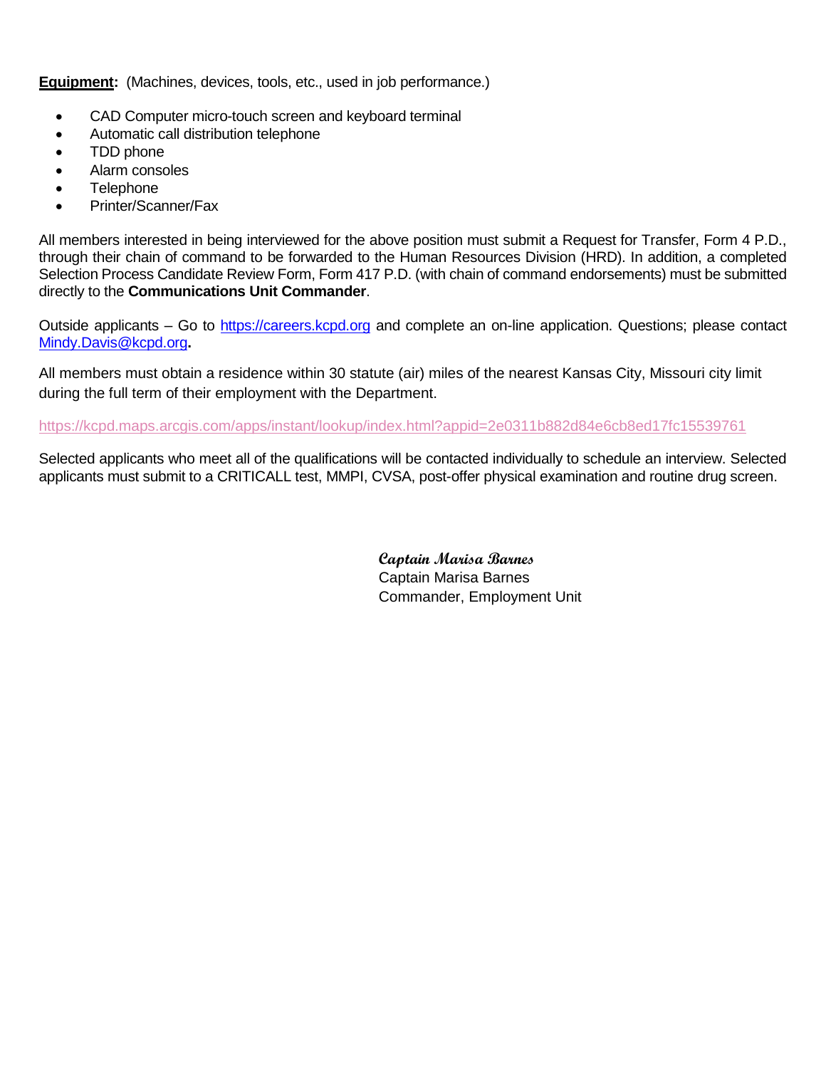**<u>Equipment</u>:** (Machines, devices, tools, etc., used in job performance.)

- CAD Computer micro-touch screen and keyboard terminal
- Automatic call distribution telephone
- TDD phone
- Alarm consoles
- Telephone
- Printer/Scanner/Fax

All members interested in being interviewed for the above position must submit a Request for Transfer, Form 4 P.D., through their chain of command to be forwarded to the Human Resources Division (HRD). In addition, a completed Selection Process Candidate Review Form, Form 417 P.D. (with chain of command endorsements) must be submitted directly to the **Communications Unit Commander**.

Outside applicants – Go to https://careers.kcpd.org and complete an on-line application. Questions; please contact Mindy.Davis@kcpd.org**.**

All members must obtain a residence within 30 statute (air) miles of the nearest Kansas City, Missouri city limit during the full term of their employment with the Department.

https://kcpd.maps.arcgis.com/apps/instant/lookup/index.html?appid=2e0311b882d84e6cb8ed17fc15539761

Selected applicants who meet all of the qualifications will be contacted individually to schedule an interview. Selected applicants must submit to a CRITICALL test, MMPI, CVSA, post-offer physical examination and routine drug screen.

*Captain Marisa Barnes*

Captain Marisa Barnes
Commander, Employment Unit